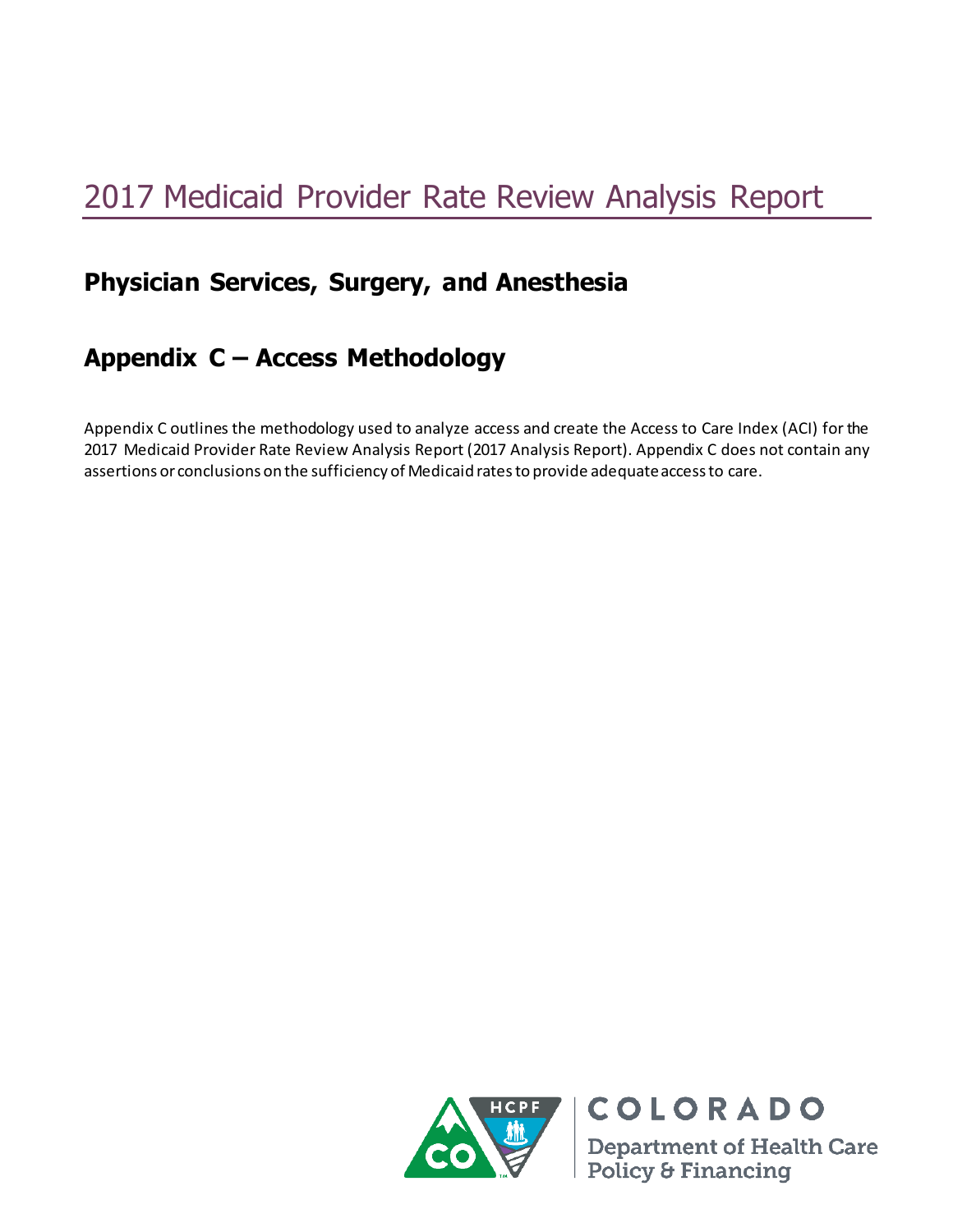# 2017 Medicaid Provider Rate Review Analysis Report

## Physician Services, Surgery, and Anesthesia

## Appendix C – Access Methodology

Appendix C outlines the methodology used to analyze access and create the Access to Care Index (ACI) for the 2017 Medicaid Provider Rate Review Analysis Report (2017 Analysis Report). Appendix C does not contain any assertions or conclusions on the sufficiency of Medicaid rates to provide adequate access to care.

COLORADO

Department of Health Care Policy & Financing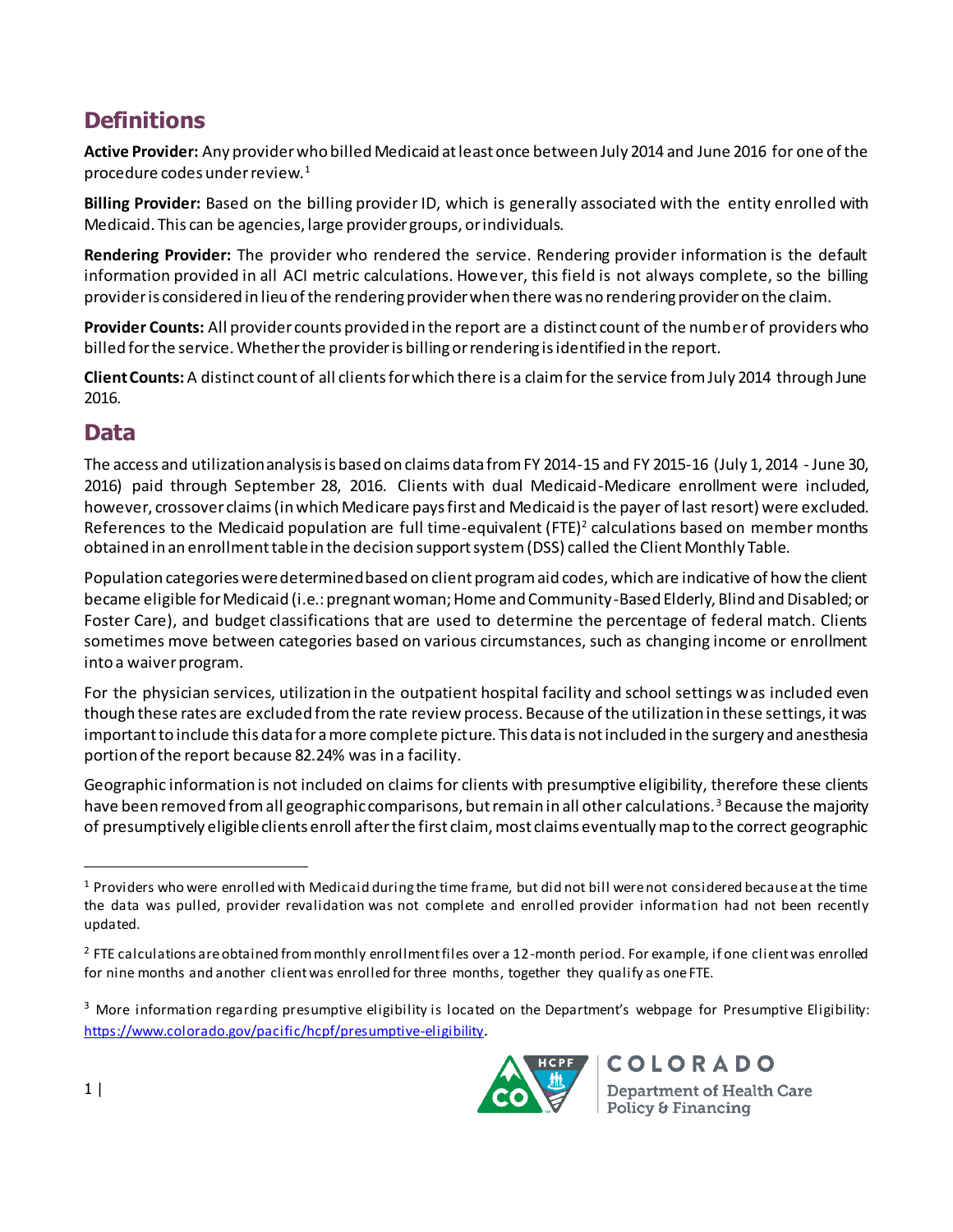## Definitions

**Active Provider:** Any provider who billed Medicaid at least once between July 2014 and June 2016 for one of the procedure codes under review.[1]

**Billing Provider:** Based on the billing provider ID, which is generally associated with the entity enrolled with Medicaid. This can be agencies, large provider groups, or individuals.

**Rendering Provider:** The provider who rendered the service. Rendering provider information is the default information provided in all ACI metric calculations. However, this field is not always complete, so the billing provider is considered in lieu of the rendering provider when there was no rendering provider on the claim.

**Provider Counts:** All provider counts provided in the report are a distinct count of the number of providers who billed for the service. Whether the provider is billing or rendering is identified in the report.

**Client Counts:** A distinct count of all clients for which there is a claim for the service from July 2014 through June 2016.

## Data

The access and utilization analysis is based on claims data from FY 2014-15 and FY 2015-16 (July 1, 2014 - June 30, 2016) paid through September 28, 2016. Clients with dual Medicaid-Medicare enrollment were included, however, crossover claims (in which Medicare pays first and Medicaid is the payer of last resort) were excluded. References to the Medicaid population are full time-equivalent (FTE)[2] calculations based on member months obtained in an enrollment table in the decision support system (DSS) called the Client Monthly Table.

Population categories were determined based on client program aid codes, which are indicative of how the client became eligible for Medicaid (i.e.: pregnant woman; Home and Community-Based Elderly, Blind and Disabled; or Foster Care), and budget classifications that are used to determine the percentage of federal match. Clients sometimes move between categories based on various circumstances, such as changing income or enrollment into a waiver program.

For the physician services, utilization in the outpatient hospital facility and school settings was included even though these rates are excluded from the rate review process. Because of the utilization in these settings, it was important to include this data for a more complete picture. This data is not included in the surgery and anesthesia portion of the report because 82.24% was in a facility.

Geographic information is not included on claims for clients with presumptive eligibility, therefore these clients have been removed from all geographic comparisons, but remain in all other calculations.[3] Because the majority of presumptively eligible clients enroll after the first claim, most claims eventually map to the correct geographic

---

[1] Providers who were enrolled with Medicaid during the time frame, but did not bill were not considered because at the time the data was pulled, provider revalidation was not complete and enrolled provider information had not been recently updated.

[2] FTE calculations are obtained from monthly enrollment files over a 12-month period. For example, if one client was enrolled for nine months and another client was enrolled for three months, together they qualify as one FTE.

[3] More information regarding presumptive eligibility is located on the Department's webpage for Presumptive Eligibility: https://www.colorado.gov/pacific/hcpf/presumptive-eligibility.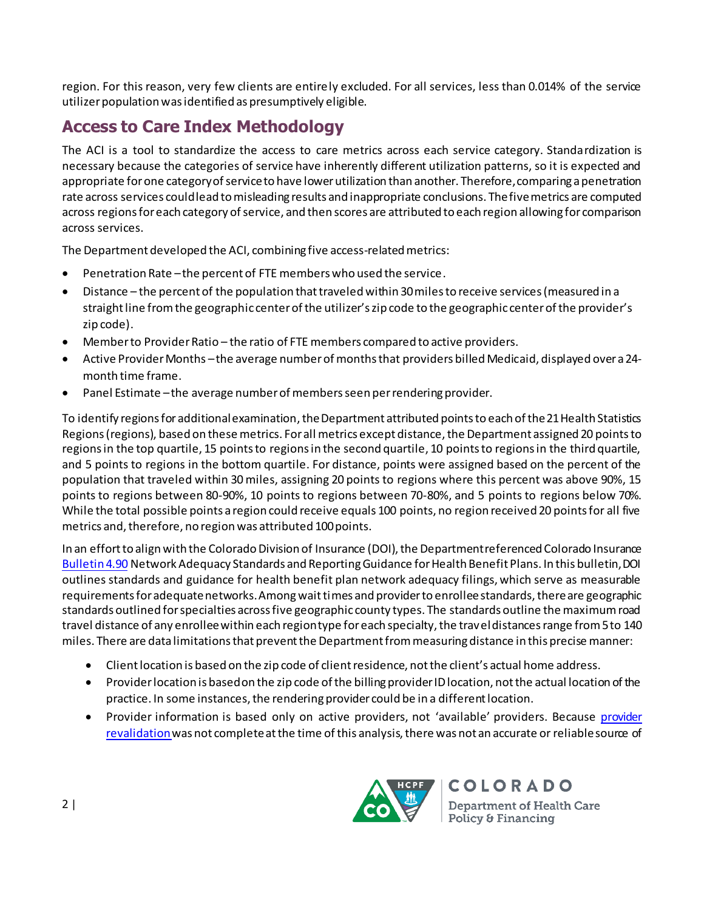region. For this reason, very few clients are entirely excluded. For all services, less than 0.014% of the service utilizer population was identified as presumptively eligible.

## Access to Care Index Methodology

The ACI is a tool to standardize the access to care metrics across each service category. Standardization is necessary because the categories of service have inherently different utilization patterns, so it is expected and appropriate for one category of service to have lower utilization than another. Therefore, comparing a penetration rate across services could lead to misleading results and inappropriate conclusions. The five metrics are computed across regions for each category of service, and then scores are attributed to each region allowing for comparison across services.

The Department developed the ACI, combining five access-related metrics:

- Penetration Rate – the percent of FTE members who used the service.
- Distance – the percent of the population that traveled within 30 miles to receive services (measured in a straight line from the geographic center of the utilizer's zip code to the geographic center of the provider's zip code).
- Member to Provider Ratio – the ratio of FTE members compared to active providers.
- Active Provider Months – the average number of months that providers billed Medicaid, displayed over a 24-month time frame.
- Panel Estimate – the average number of members seen per rendering provider.

To identify regions for additional examination, the Department attributed points to each of the 21 Health Statistics Regions (regions), based on these metrics. For all metrics except distance, the Department assigned 20 points to regions in the top quartile, 15 points to regions in the second quartile, 10 points to regions in the third quartile, and 5 points to regions in the bottom quartile. For distance, points were assigned based on the percent of the population that traveled within 30 miles, assigning 20 points to regions where this percent was above 90%, 15 points to regions between 80-90%, 10 points to regions between 70-80%, and 5 points to regions below 70%. While the total possible points a region could receive equals 100 points, no region received 20 points for all five metrics and, therefore, no region was attributed 100 points.

In an effort to align with the Colorado Division of Insurance (DOI), the Department referenced Colorado Insurance Bulletin 4.90 Network Adequacy Standards and Reporting Guidance for Health Benefit Plans. In this bulletin, DOI outlines standards and guidance for health benefit plan network adequacy filings, which serve as measurable requirements for adequate networks. Among wait times and provider to enrollee standards, there are geographic standards outlined for specialties across five geographic county types. The standards outline the maximum road travel distance of any enrollee within each region type for each specialty, the travel distances range from 5 to 140 miles. There are data limitations that prevent the Department from measuring distance in this precise manner:

- Client location is based on the zip code of client residence, not the client's actual home address.
- Provider location is based on the zip code of the billing provider ID location, not the actual location of the practice. In some instances, the rendering provider could be in a different location.
- Provider information is based only on active providers, not 'available' providers. Because provider revalidation was not complete at the time of this analysis, there was not an accurate or reliable source of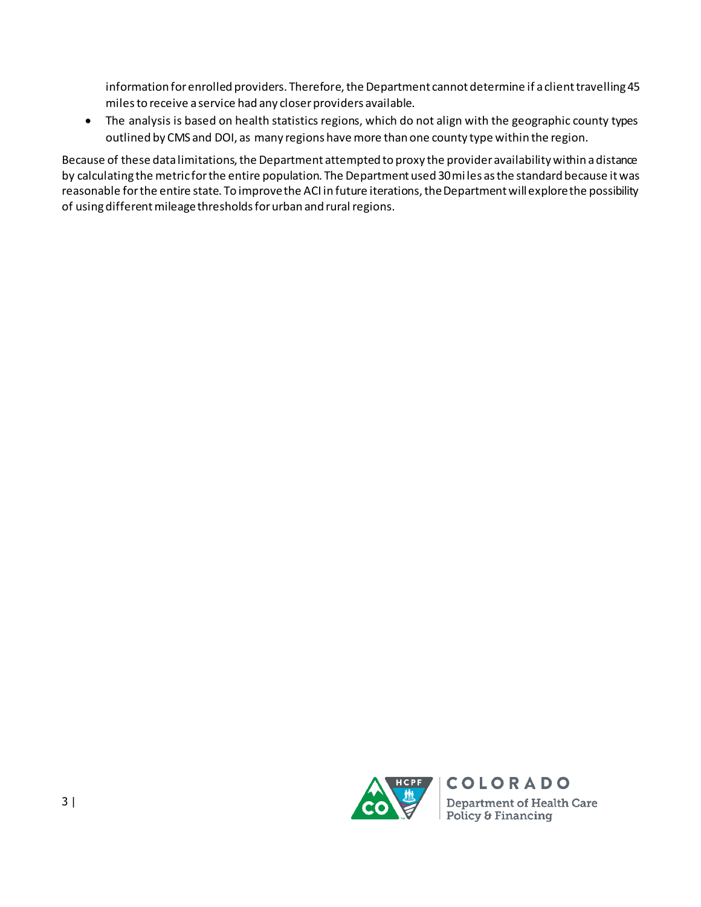information for enrolled providers. Therefore, the Department cannot determine if a client travelling 45 miles to receive a service had any closer providers available.

- The analysis is based on health statistics regions, which do not align with the geographic county types outlined by CMS and DOI, as many regions have more than one county type within the region.

Because of these data limitations, the Department attempted to proxy the provider availability within a distance by calculating the metric for the entire population. The Department used 30 miles as the standard because it was reasonable for the entire state. To improve the ACI in future iterations, the Department will explore the possibility of using different mileage thresholds for urban and rural regions.